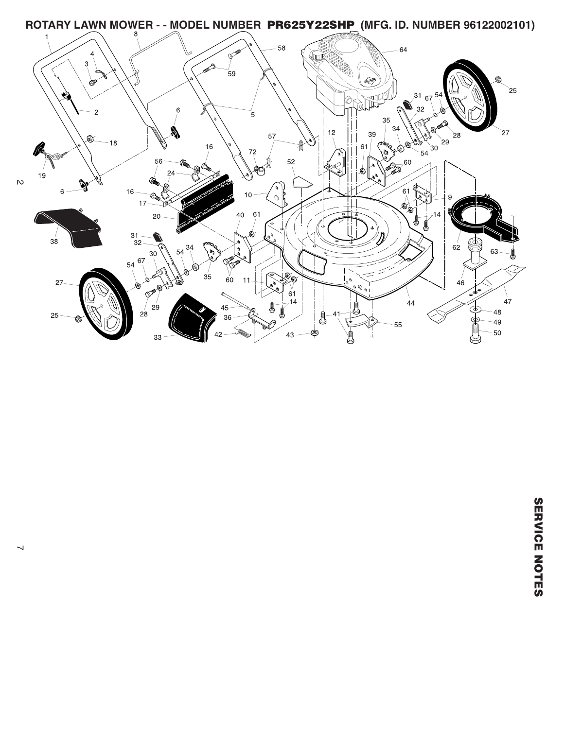# ROTARY LAWN MOWER - - MODEL NUMBER PR625Y22SHP (MFG. ID. NUMBER 96122002101)

SERVICE NOTES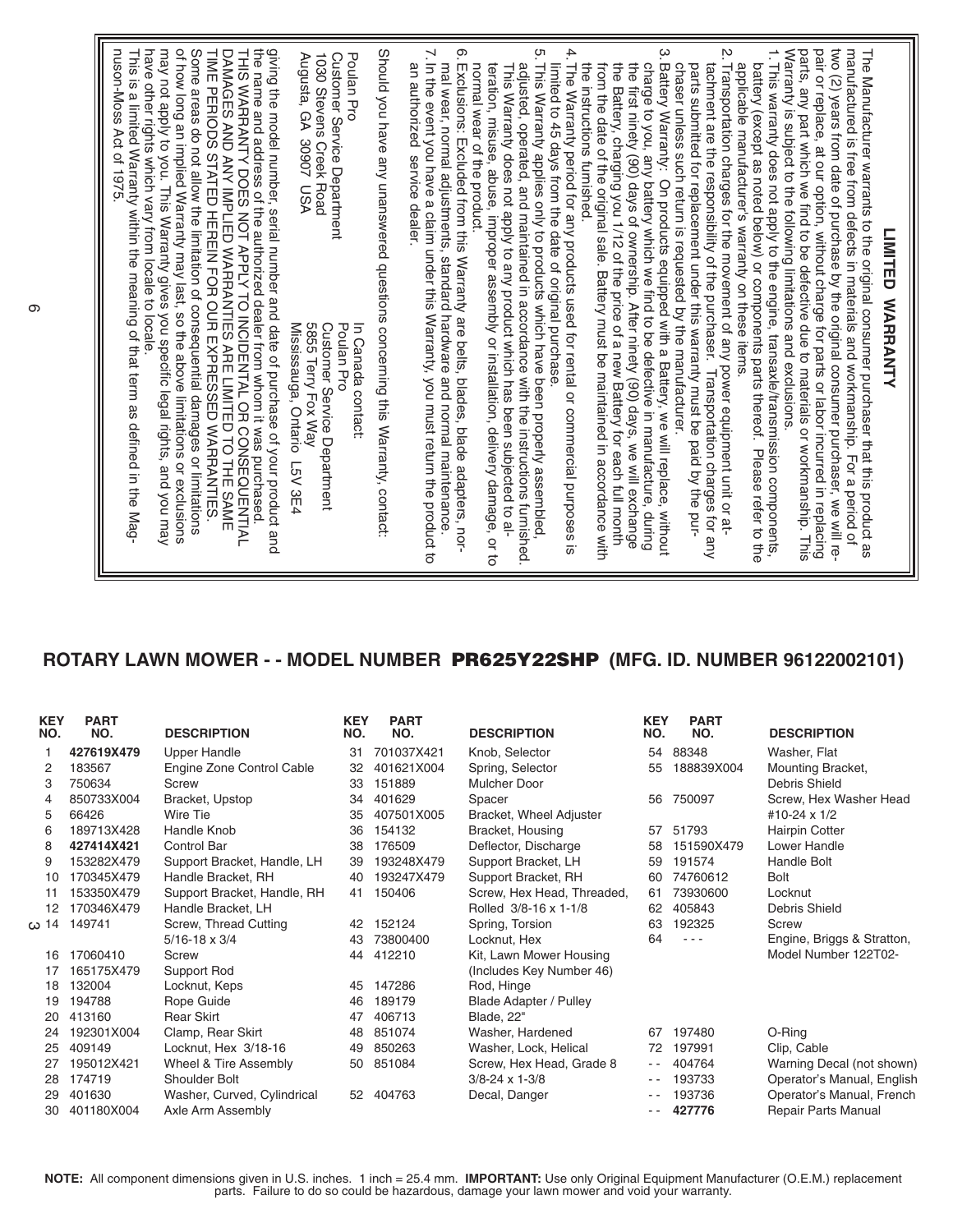## LIMITED WARRANTY

The Manufacturer warrants to the original consumer purchaser that this product as manufactured is free from defects in materials and workmanship. For a period of two (2) years from date of purchase by the original consumer purchaser, we will repair or replace, at our option, without charge for parts or labor incurred in replacing parts, any part which we find to be defective due to materials or workmanship. This Warranty is subject to the following limitations and exclusions.

1. This warranty does not apply to the engine, transaxle/transmission components, battery (except as noted below) or components parts thereof. Please refer to the applicable manufacturer's warranty on these items.
2. Transportation charges for the movement of any power equipment unit or attachment are the responsibility of the purchaser. Transportation charges for any parts submitted for replacement under this warranty must be paid by the purchaser unless such return is requested by the manufacturer.
3. Battery Warranty: On products equipped with a Battery, we will replace, without charge to you, any battery which we find to be defective in manufacture, during the first ninety (90) days of ownership. After ninety (90) days, we will exchange the Battery, charging you 1/12 of the price of a new Battery for each full month from the date of the original sale. Battery must be maintained in accordance with the instructions furnished.
4. The Warranty period for any products used for rental or commercial purposes is limited to 45 days from the date of original purchase.
5. This Warranty applies only to products which have been properly assembled, adjusted, operated, and maintained in accordance with the instructions furnished. This Warranty does not apply to any product which has been subjected to alteration, misuse, abuse, improper assembly or installation, delivery damage, or to normal wear of the product.
6. Exclusions: Excluded from this Warranty are belts, blades, blade adapters, normal wear, normal adjustments, standard hardware and normal maintenance.
7. In the event you have a claim under this Warranty, you must return the product to an authorized service dealer.

Should you have any unanswered questions concerning this Warranty, contact:

Poulan Pro
Customer Service Department
1030 Stevens Creek Road
Augusta, GA 30907 USA

In Canada contact:
Poulan Pro
Customer Service Department
5855 Terry Fox Way
Mississauga, Ontario L5V 3E4

giving the model number, serial number and date of purchase of your product and the name and address of the authorized dealer from whom it was purchased.

THIS WARRANTY DOES NOT APPLY TO INCIDENTAL OR CONSEQUENTIAL DAMAGES AND ANY IMPLIED WARRANTIES ARE LIMITED TO THE SAME TIME PERIODS STATED HEREIN FOR OUR EXPRESSED WARRANTIES.

Some areas do not allow the limitation of consequential damages or limitations of how long an implied Warranty may last, so the above limitations or exclusions may not apply to you. This Warranty gives you specific legal rights, and you may have other rights which vary from locale to locale.

This is a limited Warranty within the meaning of that term as defined in the Magnuson-Moss Act of 1975.

## ROTARY LAWN MOWER - - MODEL NUMBER **PR625Y22SHP** (MFG. ID. NUMBER 96122002101)

| KEY NO. | PART NO. | DESCRIPTION | KEY NO. | PART NO. | DESCRIPTION | KEY NO. | PART NO. | DESCRIPTION |
|---|---|---|---|---|---|---|---|---|
| 1 | **427619X479** | Upper Handle | 31 | 701037X421 | Knob, Selector | 54 | 88348 | Washer, Flat |
| 2 | 183567 | Engine Zone Control Cable | 32 | 401621X004 | Spring, Selector | 55 | 188839X004 | Mounting Bracket, Debris Shield |
| 3 | 750634 | Screw | 33 | 151889 | Mulcher Door | 56 | 750097 | Screw, Hex Washer Head #10-24 x 1/2 |
| 4 | 850733X004 | Bracket, Upstop | 34 | 401629 | Spacer | 57 | 51793 | Hairpin Cotter |
| 5 | 66426 | Wire Tie | 35 | 407501X005 | Bracket, Wheel Adjuster | 58 | 151590X479 | Lower Handle |
| 6 | 189713X428 | Handle Knob | 36 | 154132 | Bracket, Housing | 59 | 191574 | Handle Bolt |
| 8 | **427414X421** | Control Bar | 38 | 176509 | Deflector, Discharge | 60 | 74760612 | Bolt |
| 9 | 153282X479 | Support Bracket, Handle, LH | 39 | 193248X479 | Support Bracket, LH | 61 | 73930600 | Locknut |
| 10 | 170345X479 | Handle Bracket, RH | 40 | 193247X479 | Support Bracket, RH | 62 | 405843 | Debris Shield |
| 11 | 153350X479 | Support Bracket, Handle, RH | 41 | 150406 | Screw, Hex Head, Threaded, Rolled 3/8-16 x 1-1/8 | 63 | 192325 | Screw |
| 12 | 170346X479 | Handle Bracket, LH | 42 | 152124 | Spring, Torsion | 64 | - - - | Engine, Briggs & Stratton, Model Number 122T02- |
| 14 | 149741 | Screw, Thread Cutting 5/16-18 x 3/4 | 43 | 73800400 | Locknut, Hex | | | |
| 16 | 17060410 | Screw | 44 | 412210 | Kit, Lawn Mower Housing (Includes Key Number 46) | | | |
| 17 | 165175X479 | Support Rod | | | | | | |
| 18 | 132004 | Locknut, Keps | 45 | 147286 | Rod, Hinge | | | |
| 19 | 194788 | Rope Guide | 46 | 189179 | Blade Adapter / Pulley | | | |
| 20 | 413160 | Rear Skirt | 47 | 406713 | Blade, 22" | | | |
| 24 | 192301X004 | Clamp, Rear Skirt | 48 | 851074 | Washer, Hardened | 67 | 197480 | O-Ring |
| 25 | 409149 | Locknut, Hex 3/18-16 | 49 | 850263 | Washer, Lock, Helical | 72 | 197991 | Clip, Cable |
| 27 | 195012X421 | Wheel & Tire Assembly | 50 | 851084 | Screw, Hex Head, Grade 8 3/8-24 x 1-3/8 | - - | 404764 | Warning Decal (not shown) |
| 28 | 174719 | Shoulder Bolt | | | | - - | 193733 | Operator's Manual, English |
| 29 | 401630 | Washer, Curved, Cylindrical | 52 | 404763 | Decal, Danger | - - | 193736 | Operator's Manual, French |
| 30 | 401180X004 | Axle Arm Assembly | | | | - - | **427776** | Repair Parts Manual |

**NOTE:** All component dimensions given in U.S. inches. 1 inch = 25.4 mm. **IMPORTANT:** Use only Original Equipment Manufacturer (O.E.M.) replacement parts. Failure to do so could be hazardous, damage your lawn mower and void your warranty.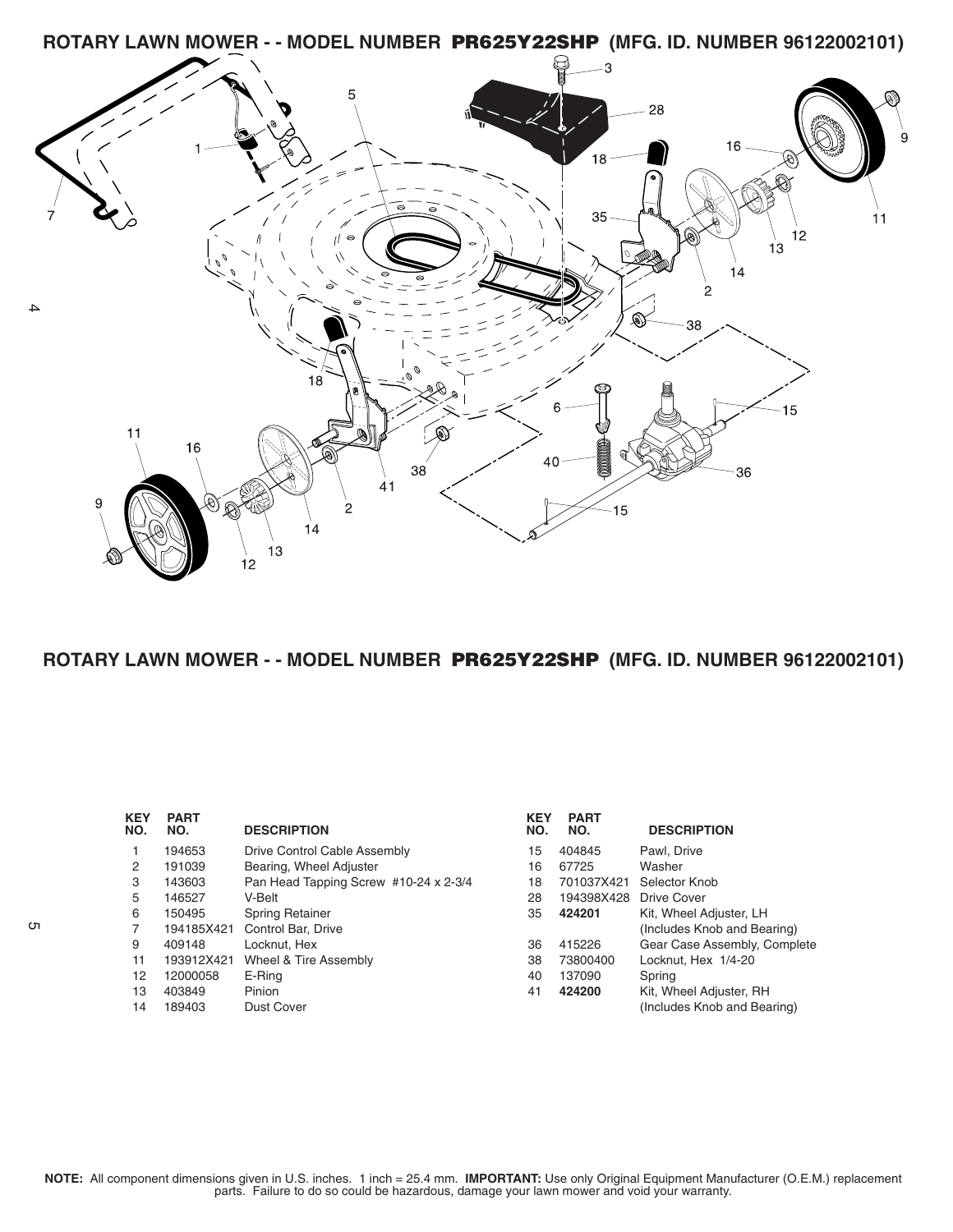## ROTARY LAWN MOWER - - MODEL NUMBER **PR625Y22SHP** (MFG. ID. NUMBER 96122002101)

## ROTARY LAWN MOWER - - MODEL NUMBER **PR625Y22SHP** (MFG. ID. NUMBER 96122002101)

| KEY NO. | PART NO. | DESCRIPTION |
|---|---|---|
| 1 | 194653 | Drive Control Cable Assembly |
| 2 | 191039 | Bearing, Wheel Adjuster |
| 3 | 143603 | Pan Head Tapping Screw #10-24 x 2-3/4 |
| 5 | 146527 | V-Belt |
| 6 | 150495 | Spring Retainer |
| 7 | 194185X421 | Control Bar, Drive |
| 9 | 409148 | Locknut, Hex |
| 11 | 193912X421 | Wheel & Tire Assembly |
| 12 | 12000058 | E-Ring |
| 13 | 403849 | Pinion |
| 14 | 189403 | Dust Cover |
| 15 | 404845 | Pawl, Drive |
| 16 | 67725 | Washer |
| 18 | 701037X421 | Selector Knob |
| 28 | 194398X428 | Drive Cover |
| 35 | **424201** | Kit, Wheel Adjuster, LH (Includes Knob and Bearing) |
| 36 | 415226 | Gear Case Assembly, Complete |
| 38 | 73800400 | Locknut, Hex 1/4-20 |
| 40 | 137090 | Spring |
| 41 | **424200** | Kit, Wheel Adjuster, RH (Includes Knob and Bearing) |

**NOTE:** All component dimensions given in U.S. inches. 1 inch = 25.4 mm. **IMPORTANT:** Use only Original Equipment Manufacturer (O.E.M.) replacement parts. Failure to do so could be hazardous, damage your lawn mower and void your warranty.